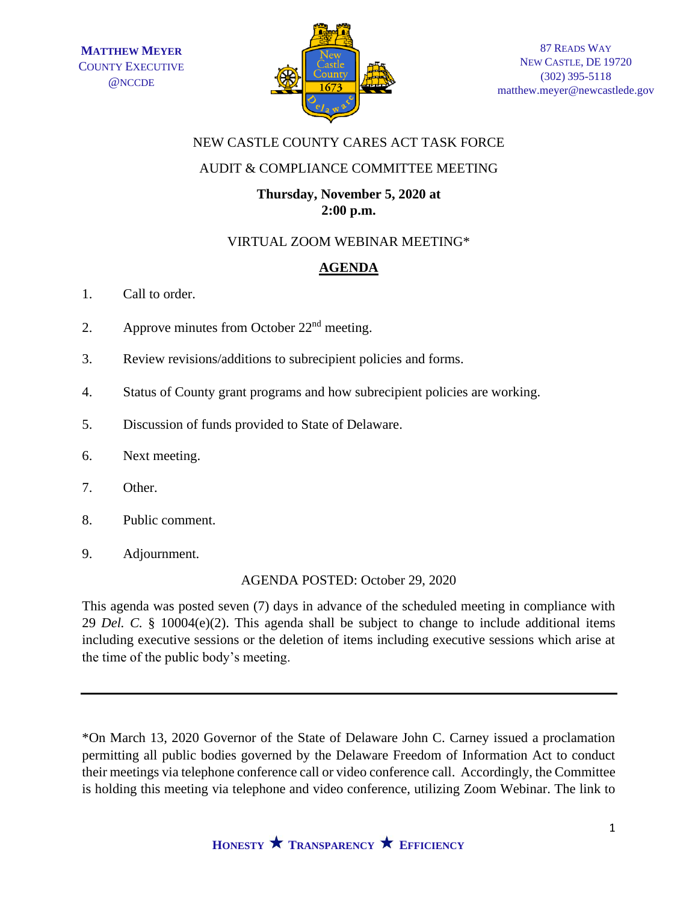**MATTHEW MEYER**
COUNTY EXECUTIVE
@NCCDE

87 READS WAY
NEW CASTLE, DE 19720
(302) 395-5118
matthew.meyer@newcastlede.gov

NEW CASTLE COUNTY CARES ACT TASK FORCE

AUDIT & COMPLIANCE COMMITTEE MEETING

**Thursday, November 5, 2020 at 2:00 p.m.**

VIRTUAL ZOOM WEBINAR MEETING*

## AGENDA

1. Call to order.
2. Approve minutes from October 22nd meeting.
3. Review revisions/additions to subrecipient policies and forms.
4. Status of County grant programs and how subrecipient policies are working.
5. Discussion of funds provided to State of Delaware.
6. Next meeting.
7. Other.
8. Public comment.
9. Adjournment.

AGENDA POSTED: October 29, 2020

This agenda was posted seven (7) days in advance of the scheduled meeting in compliance with 29 *Del. C.* § 10004(e)(2). This agenda shall be subject to change to include additional items including executive sessions or the deletion of items including executive sessions which arise at the time of the public body's meeting.

---

*On March 13, 2020 Governor of the State of Delaware John C. Carney issued a proclamation permitting all public bodies governed by the Delaware Freedom of Information Act to conduct their meetings via telephone conference call or video conference call. Accordingly, the Committee is holding this meeting via telephone and video conference, utilizing Zoom Webinar. The link to

HONESTY ★ TRANSPARENCY ★ EFFICIENCY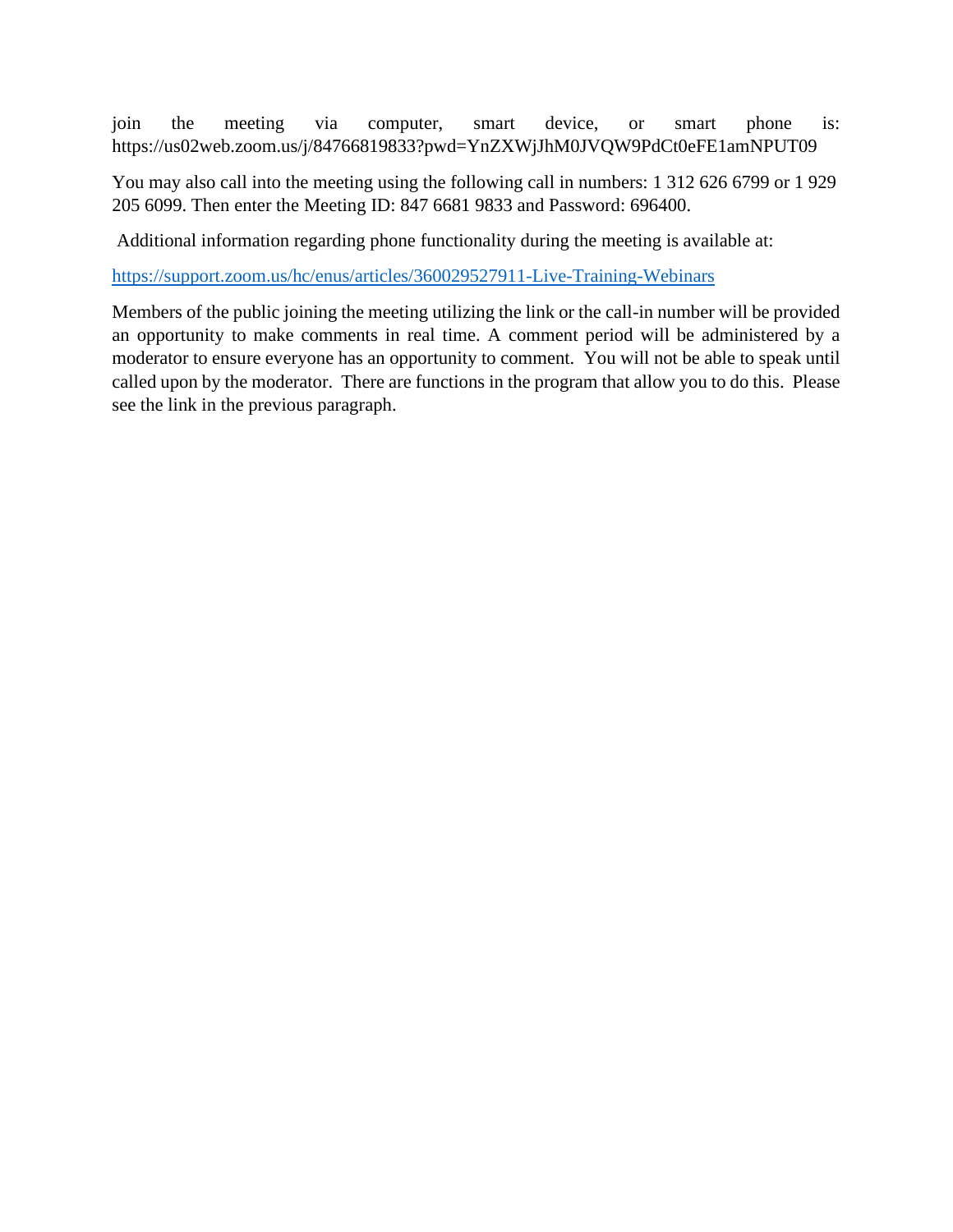join the meeting via computer, smart device, or smart phone is: https://us02web.zoom.us/j/84766819833?pwd=YnZXWjJhM0JVQW9PdCt0eFE1amNPUT09

You may also call into the meeting using the following call in numbers: 1 312 626 6799 or 1 929 205 6099. Then enter the Meeting ID: 847 6681 9833 and Password: 696400.

Additional information regarding phone functionality during the meeting is available at:

https://support.zoom.us/hc/enus/articles/360029527911-Live-Training-Webinars

Members of the public joining the meeting utilizing the link or the call-in number will be provided an opportunity to make comments in real time. A comment period will be administered by a moderator to ensure everyone has an opportunity to comment. You will not be able to speak until called upon by the moderator. There are functions in the program that allow you to do this. Please see the link in the previous paragraph.